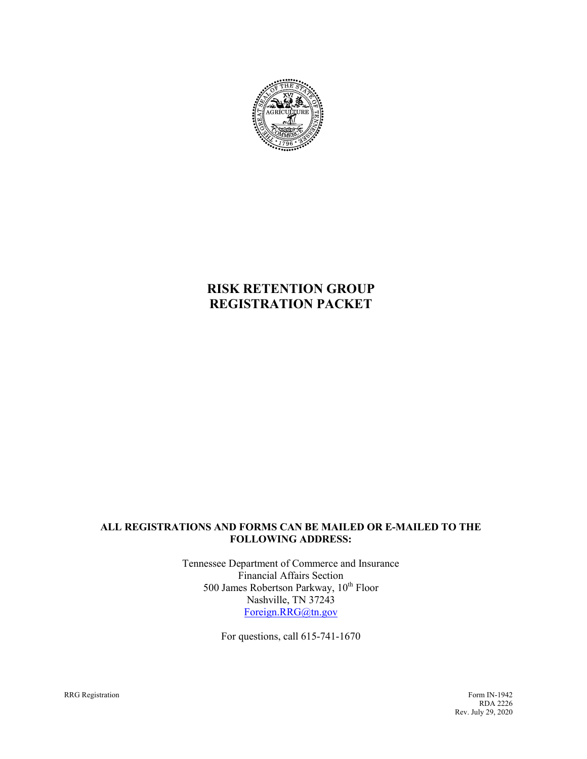# RISK RETENTION GROUP REGISTRATION PACKET

**ALL REGISTRATIONS AND FORMS CAN BE MAILED OR E-MAILED TO THE FOLLOWING ADDRESS:**

Tennessee Department of Commerce and Insurance
Financial Affairs Section
500 James Robertson Parkway, 10th Floor
Nashville, TN 37243
Foreign.RRG@tn.gov

For questions, call 615-741-1670

RRG Registration

Form IN-1942
RDA 2226
Rev. July 29, 2020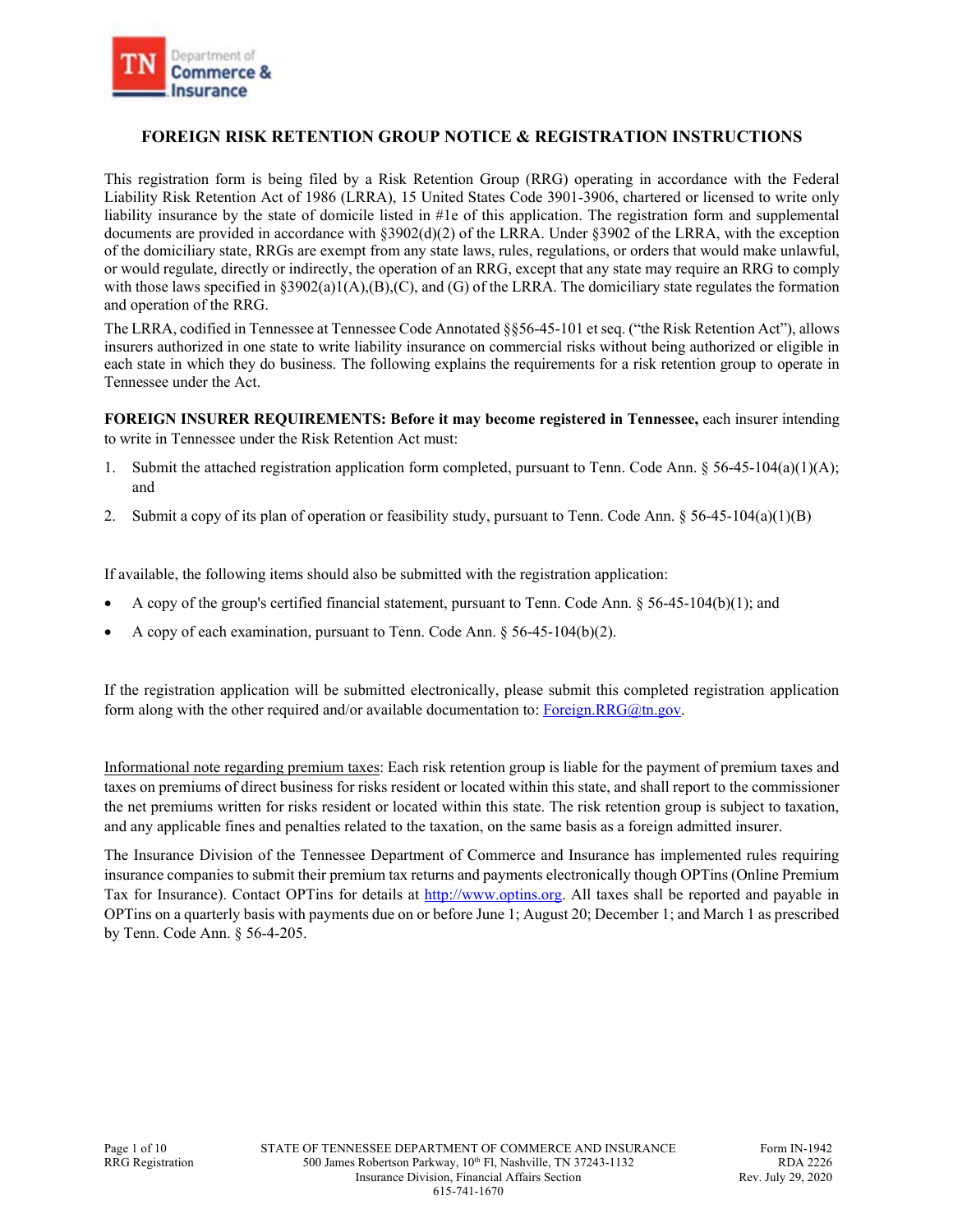# FOREIGN RISK RETENTION GROUP NOTICE & REGISTRATION INSTRUCTIONS

This registration form is being filed by a Risk Retention Group (RRG) operating in accordance with the Federal Liability Risk Retention Act of 1986 (LRRA), 15 United States Code 3901-3906, chartered or licensed to write only liability insurance by the state of domicile listed in #1e of this application. The registration form and supplemental documents are provided in accordance with §3902(d)(2) of the LRRA. Under §3902 of the LRRA, with the exception of the domiciliary state, RRGs are exempt from any state laws, rules, regulations, or orders that would make unlawful, or would regulate, directly or indirectly, the operation of an RRG, except that any state may require an RRG to comply with those laws specified in §3902(a)1(A),(B),(C), and (G) of the LRRA. The domiciliary state regulates the formation and operation of the RRG.

The LRRA, codified in Tennessee at Tennessee Code Annotated §§56-45-101 et seq. ("the Risk Retention Act"), allows insurers authorized in one state to write liability insurance on commercial risks without being authorized or eligible in each state in which they do business. The following explains the requirements for a risk retention group to operate in Tennessee under the Act.

**FOREIGN INSURER REQUIREMENTS: Before it may become registered in Tennessee,** each insurer intending to write in Tennessee under the Risk Retention Act must:

1. Submit the attached registration application form completed, pursuant to Tenn. Code Ann. § 56-45-104(a)(1)(A); and
2. Submit a copy of its plan of operation or feasibility study, pursuant to Tenn. Code Ann. § 56-45-104(a)(1)(B)

If available, the following items should also be submitted with the registration application:

- A copy of the group's certified financial statement, pursuant to Tenn. Code Ann. § 56-45-104(b)(1); and
- A copy of each examination, pursuant to Tenn. Code Ann. § 56-45-104(b)(2).

If the registration application will be submitted electronically, please submit this completed registration application form along with the other required and/or available documentation to: Foreign.RRG@tn.gov.

Informational note regarding premium taxes: Each risk retention group is liable for the payment of premium taxes and taxes on premiums of direct business for risks resident or located within this state, and shall report to the commissioner the net premiums written for risks resident or located within this state. The risk retention group is subject to taxation, and any applicable fines and penalties related to the taxation, on the same basis as a foreign admitted insurer.

The Insurance Division of the Tennessee Department of Commerce and Insurance has implemented rules requiring insurance companies to submit their premium tax returns and payments electronically though OPTins (Online Premium Tax for Insurance). Contact OPTins for details at http://www.optins.org. All taxes shall be reported and payable in OPTins on a quarterly basis with payments due on or before June 1; August 20; December 1; and March 1 as prescribed by Tenn. Code Ann. § 56-4-205.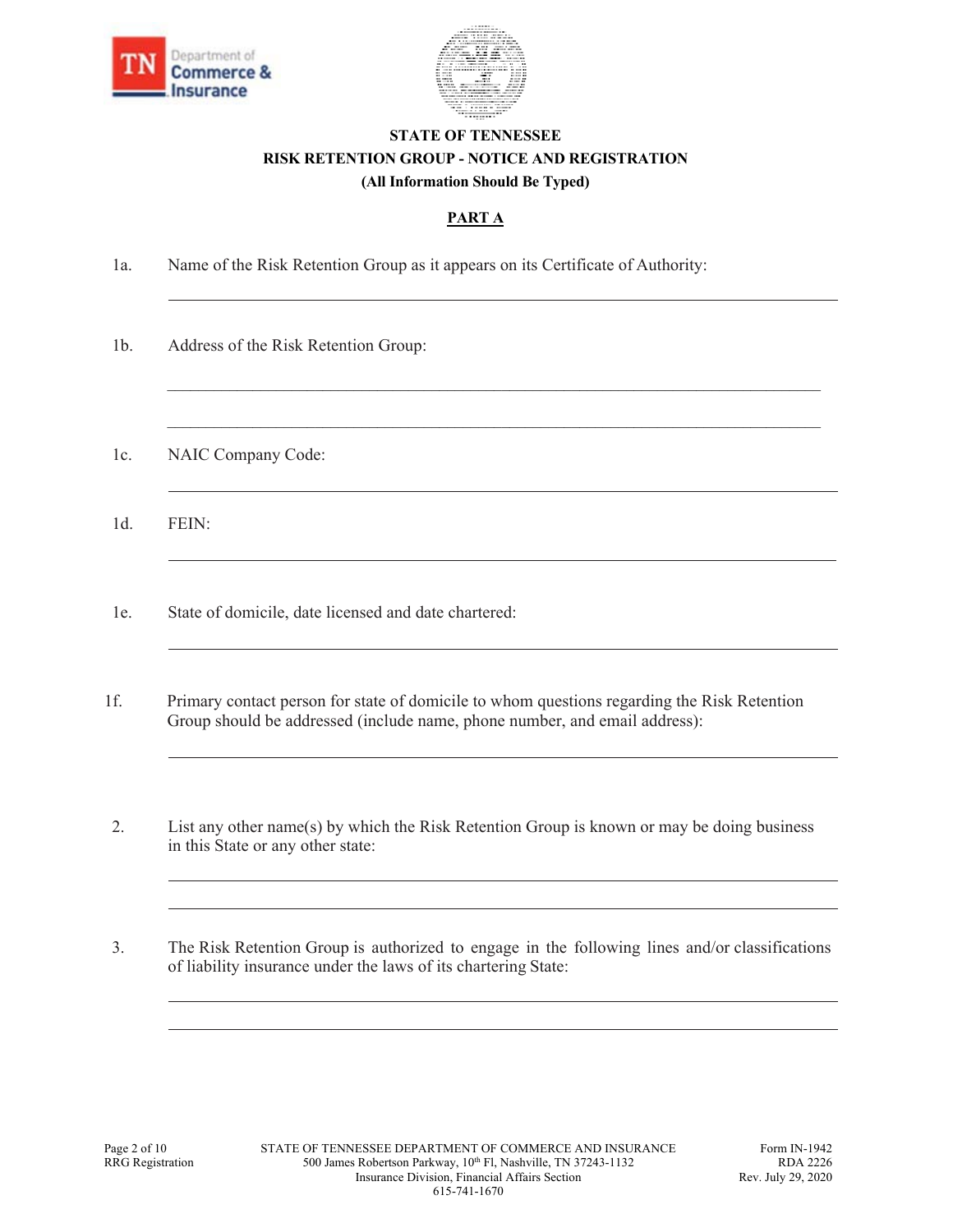**STATE OF TENNESSEE**

**RISK RETENTION GROUP - NOTICE AND REGISTRATION**

**(All Information Should Be Typed)**

**PART A**

1a. Name of the Risk Retention Group as it appears on its Certificate of Authority:

\_\_\_\_\_\_\_\_\_\_\_\_\_\_\_\_\_\_\_\_\_\_\_\_\_\_\_\_\_\_\_\_\_\_\_\_\_\_\_\_\_\_\_\_\_\_\_\_\_\_\_\_\_\_\_\_\_\_\_\_\_\_\_\_\_\_\_\_\_\_\_\_

1b. Address of the Risk Retention Group:

\_\_\_\_\_\_\_\_\_\_\_\_\_\_\_\_\_\_\_\_\_\_\_\_\_\_\_\_\_\_\_\_\_\_\_\_\_\_\_\_\_\_\_\_\_\_\_\_\_\_\_\_\_\_\_\_\_\_\_\_\_\_\_\_\_\_\_\_\_\_\_\_

\_\_\_\_\_\_\_\_\_\_\_\_\_\_\_\_\_\_\_\_\_\_\_\_\_\_\_\_\_\_\_\_\_\_\_\_\_\_\_\_\_\_\_\_\_\_\_\_\_\_\_\_\_\_\_\_\_\_\_\_\_\_\_\_\_\_\_\_\_\_\_\_

1c. NAIC Company Code:

\_\_\_\_\_\_\_\_\_\_\_\_\_\_\_\_\_\_\_\_\_\_\_\_\_\_\_\_\_\_\_\_\_\_\_\_\_\_\_\_\_\_\_\_\_\_\_\_\_\_\_\_\_\_\_\_\_\_\_\_\_\_\_\_\_\_\_\_\_\_\_\_

1d. FEIN:

\_\_\_\_\_\_\_\_\_\_\_\_\_\_\_\_\_\_\_\_\_\_\_\_\_\_\_\_\_\_\_\_\_\_\_\_\_\_\_\_\_\_\_\_\_\_\_\_\_\_\_\_\_\_\_\_\_\_\_\_\_\_\_\_\_\_\_\_\_\_\_\_

1e. State of domicile, date licensed and date chartered:

\_\_\_\_\_\_\_\_\_\_\_\_\_\_\_\_\_\_\_\_\_\_\_\_\_\_\_\_\_\_\_\_\_\_\_\_\_\_\_\_\_\_\_\_\_\_\_\_\_\_\_\_\_\_\_\_\_\_\_\_\_\_\_\_\_\_\_\_\_\_\_\_

1f. Primary contact person for state of domicile to whom questions regarding the Risk Retention Group should be addressed (include name, phone number, and email address):

\_\_\_\_\_\_\_\_\_\_\_\_\_\_\_\_\_\_\_\_\_\_\_\_\_\_\_\_\_\_\_\_\_\_\_\_\_\_\_\_\_\_\_\_\_\_\_\_\_\_\_\_\_\_\_\_\_\_\_\_\_\_\_\_\_\_\_\_\_\_\_\_

2. List any other name(s) by which the Risk Retention Group is known or may be doing business in this State or any other state:

\_\_\_\_\_\_\_\_\_\_\_\_\_\_\_\_\_\_\_\_\_\_\_\_\_\_\_\_\_\_\_\_\_\_\_\_\_\_\_\_\_\_\_\_\_\_\_\_\_\_\_\_\_\_\_\_\_\_\_\_\_\_\_\_\_\_\_\_\_\_\_\_

\_\_\_\_\_\_\_\_\_\_\_\_\_\_\_\_\_\_\_\_\_\_\_\_\_\_\_\_\_\_\_\_\_\_\_\_\_\_\_\_\_\_\_\_\_\_\_\_\_\_\_\_\_\_\_\_\_\_\_\_\_\_\_\_\_\_\_\_\_\_\_\_

3. The Risk Retention Group is authorized to engage in the following lines and/or classifications of liability insurance under the laws of its chartering State:

\_\_\_\_\_\_\_\_\_\_\_\_\_\_\_\_\_\_\_\_\_\_\_\_\_\_\_\_\_\_\_\_\_\_\_\_\_\_\_\_\_\_\_\_\_\_\_\_\_\_\_\_\_\_\_\_\_\_\_\_\_\_\_\_\_\_\_\_\_\_\_\_

\_\_\_\_\_\_\_\_\_\_\_\_\_\_\_\_\_\_\_\_\_\_\_\_\_\_\_\_\_\_\_\_\_\_\_\_\_\_\_\_\_\_\_\_\_\_\_\_\_\_\_\_\_\_\_\_\_\_\_\_\_\_\_\_\_\_\_\_\_\_\_\_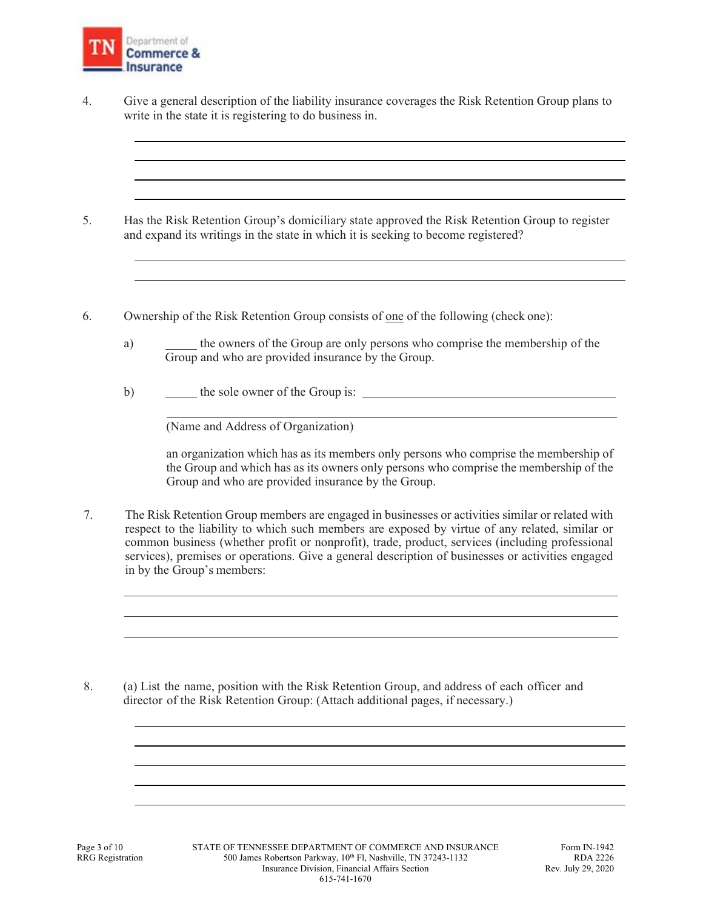4. Give a general description of the liability insurance coverages the Risk Retention Group plans to write in the state it is registering to do business in.

\_\_\_\_\_\_\_\_\_\_\_\_\_\_\_\_\_\_\_\_\_\_\_\_\_\_\_\_\_\_\_\_\_\_\_\_\_\_\_\_\_\_\_\_\_\_\_\_\_\_\_\_\_\_\_\_\_\_\_\_\_\_\_\_\_\_\_\_\_\_

\_\_\_\_\_\_\_\_\_\_\_\_\_\_\_\_\_\_\_\_\_\_\_\_\_\_\_\_\_\_\_\_\_\_\_\_\_\_\_\_\_\_\_\_\_\_\_\_\_\_\_\_\_\_\_\_\_\_\_\_\_\_\_\_\_\_\_\_\_\_

\_\_\_\_\_\_\_\_\_\_\_\_\_\_\_\_\_\_\_\_\_\_\_\_\_\_\_\_\_\_\_\_\_\_\_\_\_\_\_\_\_\_\_\_\_\_\_\_\_\_\_\_\_\_\_\_\_\_\_\_\_\_\_\_\_\_\_\_\_\_

\_\_\_\_\_\_\_\_\_\_\_\_\_\_\_\_\_\_\_\_\_\_\_\_\_\_\_\_\_\_\_\_\_\_\_\_\_\_\_\_\_\_\_\_\_\_\_\_\_\_\_\_\_\_\_\_\_\_\_\_\_\_\_\_\_\_\_\_\_\_

5. Has the Risk Retention Group's domiciliary state approved the Risk Retention Group to register and expand its writings in the state in which it is seeking to become registered?

\_\_\_\_\_\_\_\_\_\_\_\_\_\_\_\_\_\_\_\_\_\_\_\_\_\_\_\_\_\_\_\_\_\_\_\_\_\_\_\_\_\_\_\_\_\_\_\_\_\_\_\_\_\_\_\_\_\_\_\_\_\_\_\_\_\_\_\_\_\_

\_\_\_\_\_\_\_\_\_\_\_\_\_\_\_\_\_\_\_\_\_\_\_\_\_\_\_\_\_\_\_\_\_\_\_\_\_\_\_\_\_\_\_\_\_\_\_\_\_\_\_\_\_\_\_\_\_\_\_\_\_\_\_\_\_\_\_\_\_\_

6. Ownership of the Risk Retention Group consists of <u>one</u> of the following (check one):

   a) \_\_\_\_\_ the owners of the Group are only persons who comprise the membership of the Group and who are provided insurance by the Group.

   b) \_\_\_\_\_ the sole owner of the Group is: \_\_\_\_\_\_\_\_\_\_\_\_\_\_\_\_\_\_\_\_\_\_\_\_\_\_\_\_\_\_\_\_\_\_\_\_

   \_\_\_\_\_\_\_\_\_\_\_\_\_\_\_\_\_\_\_\_\_\_\_\_\_\_\_\_\_\_\_\_\_\_\_\_\_\_\_\_\_\_\_\_\_\_\_\_\_\_\_\_\_\_\_\_\_\_\_\_\_\_\_\_

   (Name and Address of Organization)

   an organization which has as its members only persons who comprise the membership of the Group and which has as its owners only persons who comprise the membership of the Group and who are provided insurance by the Group.

7. The Risk Retention Group members are engaged in businesses or activities similar or related with respect to the liability to which such members are exposed by virtue of any related, similar or common business (whether profit or nonprofit), trade, product, services (including professional services), premises or operations. Give a general description of businesses or activities engaged in by the Group's members:

\_\_\_\_\_\_\_\_\_\_\_\_\_\_\_\_\_\_\_\_\_\_\_\_\_\_\_\_\_\_\_\_\_\_\_\_\_\_\_\_\_\_\_\_\_\_\_\_\_\_\_\_\_\_\_\_\_\_\_\_\_\_\_\_\_\_\_\_\_\_

\_\_\_\_\_\_\_\_\_\_\_\_\_\_\_\_\_\_\_\_\_\_\_\_\_\_\_\_\_\_\_\_\_\_\_\_\_\_\_\_\_\_\_\_\_\_\_\_\_\_\_\_\_\_\_\_\_\_\_\_\_\_\_\_\_\_\_\_\_\_

\_\_\_\_\_\_\_\_\_\_\_\_\_\_\_\_\_\_\_\_\_\_\_\_\_\_\_\_\_\_\_\_\_\_\_\_\_\_\_\_\_\_\_\_\_\_\_\_\_\_\_\_\_\_\_\_\_\_\_\_\_\_\_\_\_\_\_\_\_\_

8. (a) List the name, position with the Risk Retention Group, and address of each officer and director of the Risk Retention Group: (Attach additional pages, if necessary.)

\_\_\_\_\_\_\_\_\_\_\_\_\_\_\_\_\_\_\_\_\_\_\_\_\_\_\_\_\_\_\_\_\_\_\_\_\_\_\_\_\_\_\_\_\_\_\_\_\_\_\_\_\_\_\_\_\_\_\_\_\_\_\_\_\_\_\_\_\_\_

\_\_\_\_\_\_\_\_\_\_\_\_\_\_\_\_\_\_\_\_\_\_\_\_\_\_\_\_\_\_\_\_\_\_\_\_\_\_\_\_\_\_\_\_\_\_\_\_\_\_\_\_\_\_\_\_\_\_\_\_\_\_\_\_\_\_\_\_\_\_

\_\_\_\_\_\_\_\_\_\_\_\_\_\_\_\_\_\_\_\_\_\_\_\_\_\_\_\_\_\_\_\_\_\_\_\_\_\_\_\_\_\_\_\_\_\_\_\_\_\_\_\_\_\_\_\_\_\_\_\_\_\_\_\_\_\_\_\_\_\_

\_\_\_\_\_\_\_\_\_\_\_\_\_\_\_\_\_\_\_\_\_\_\_\_\_\_\_\_\_\_\_\_\_\_\_\_\_\_\_\_\_\_\_\_\_\_\_\_\_\_\_\_\_\_\_\_\_\_\_\_\_\_\_\_\_\_\_\_\_\_

\_\_\_\_\_\_\_\_\_\_\_\_\_\_\_\_\_\_\_\_\_\_\_\_\_\_\_\_\_\_\_\_\_\_\_\_\_\_\_\_\_\_\_\_\_\_\_\_\_\_\_\_\_\_\_\_\_\_\_\_\_\_\_\_\_\_\_\_\_\_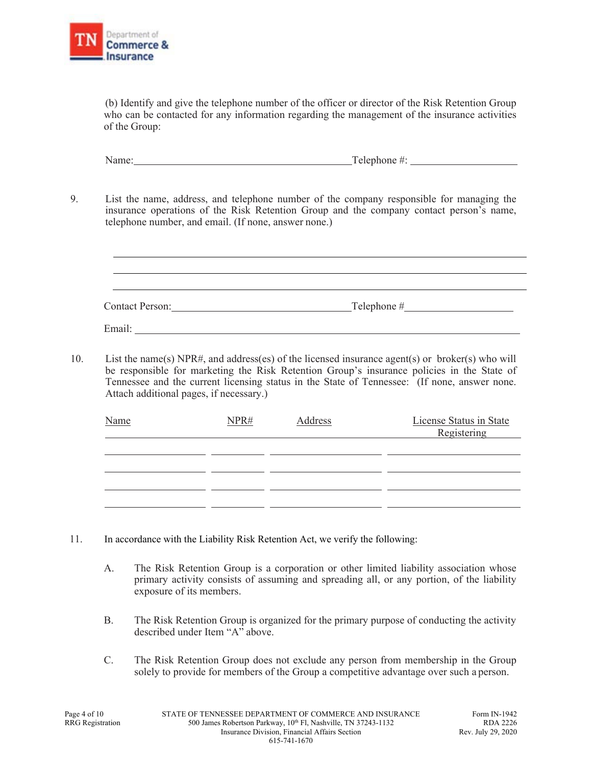(b) Identify and give the telephone number of the officer or director of the Risk Retention Group who can be contacted for any information regarding the management of the insurance activities of the Group:

Name: ________________________________ Telephone #: ____________________

9. List the name, address, and telephone number of the company responsible for managing the insurance operations of the Risk Retention Group and the company contact person's name, telephone number, and email. (If none, answer none.)

______________________________________________________________________

______________________________________________________________________

______________________________________________________________________

Contact Person: ____________________________ Telephone # ____________________

Email: ______________________________________________________________

10. List the name(s) NPR#, and address(es) of the licensed insurance agent(s) or broker(s) who will be responsible for marketing the Risk Retention Group's insurance policies in the State of Tennessee and the current licensing status in the State of Tennessee: (If none, answer none. Attach additional pages, if necessary.)

| Name | NPR# | Address | License Status in State Registering |
|---|---|---|---|
| | | | |
| | | | |
| | | | |
| | | | |

11. In accordance with the Liability Risk Retention Act, we verify the following:

    A. The Risk Retention Group is a corporation or other limited liability association whose primary activity consists of assuming and spreading all, or any portion, of the liability exposure of its members.

    B. The Risk Retention Group is organized for the primary purpose of conducting the activity described under Item "A" above.

    C. The Risk Retention Group does not exclude any person from membership in the Group solely to provide for members of the Group a competitive advantage over such a person.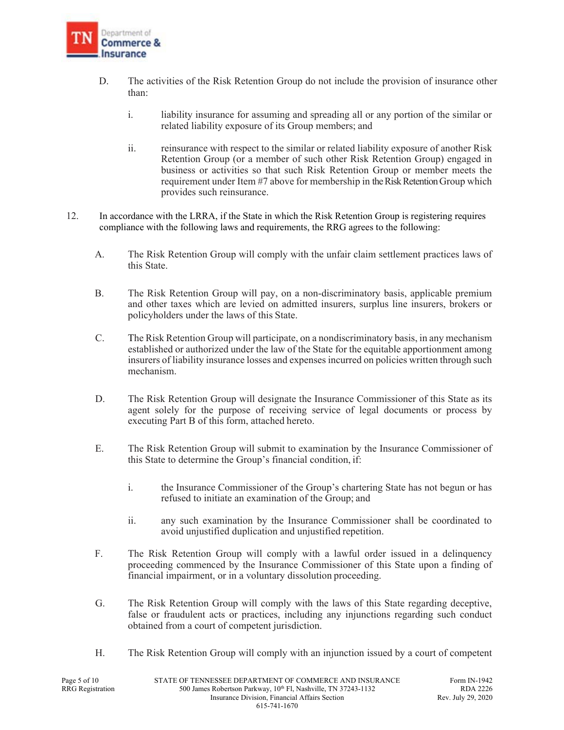D. The activities of the Risk Retention Group do not include the provision of insurance other than:

   i. liability insurance for assuming and spreading all or any portion of the similar or related liability exposure of its Group members; and

   ii. reinsurance with respect to the similar or related liability exposure of another Risk Retention Group (or a member of such other Risk Retention Group) engaged in business or activities so that such Risk Retention Group or member meets the requirement under Item #7 above for membership in the Risk Retention Group which provides such reinsurance.

12. In accordance with the LRRA, if the State in which the Risk Retention Group is registering requires compliance with the following laws and requirements, the RRG agrees to the following:

A. The Risk Retention Group will comply with the unfair claim settlement practices laws of this State.

B. The Risk Retention Group will pay, on a non-discriminatory basis, applicable premium and other taxes which are levied on admitted insurers, surplus line insurers, brokers or policyholders under the laws of this State.

C. The Risk Retention Group will participate, on a nondiscriminatory basis, in any mechanism established or authorized under the law of the State for the equitable apportionment among insurers of liability insurance losses and expenses incurred on policies written through such mechanism.

D. The Risk Retention Group will designate the Insurance Commissioner of this State as its agent solely for the purpose of receiving service of legal documents or process by executing Part B of this form, attached hereto.

E. The Risk Retention Group will submit to examination by the Insurance Commissioner of this State to determine the Group's financial condition, if:

   i. the Insurance Commissioner of the Group's chartering State has not begun or has refused to initiate an examination of the Group; and

   ii. any such examination by the Insurance Commissioner shall be coordinated to avoid unjustified duplication and unjustified repetition.

F. The Risk Retention Group will comply with a lawful order issued in a delinquency proceeding commenced by the Insurance Commissioner of this State upon a finding of financial impairment, or in a voluntary dissolution proceeding.

G. The Risk Retention Group will comply with the laws of this State regarding deceptive, false or fraudulent acts or practices, including any injunctions regarding such conduct obtained from a court of competent jurisdiction.

H. The Risk Retention Group will comply with an injunction issued by a court of competent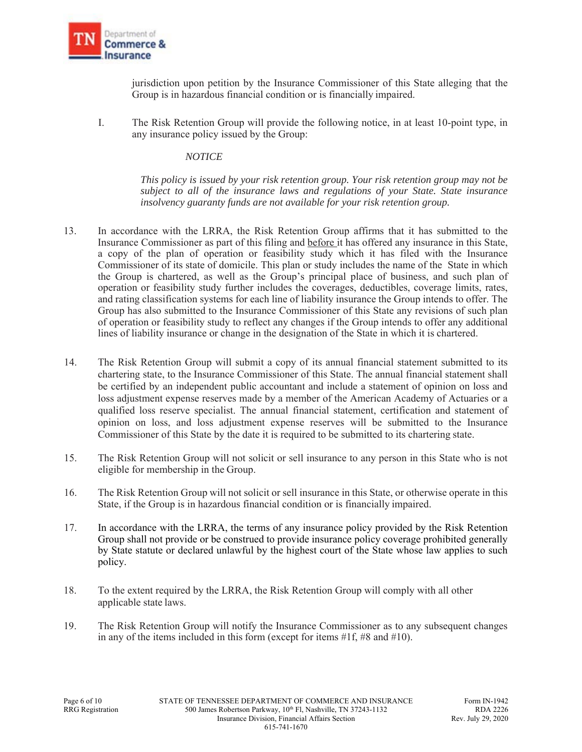jurisdiction upon petition by the Insurance Commissioner of this State alleging that the Group is in hazardous financial condition or is financially impaired.

I. The Risk Retention Group will provide the following notice, in at least 10-point type, in any insurance policy issued by the Group:

*NOTICE*

*This policy is issued by your risk retention group. Your risk retention group may not be subject to all of the insurance laws and regulations of your State. State insurance insolvency guaranty funds are not available for your risk retention group.*

13. In accordance with the LRRA, the Risk Retention Group affirms that it has submitted to the Insurance Commissioner as part of this filing and before it has offered any insurance in this State, a copy of the plan of operation or feasibility study which it has filed with the Insurance Commissioner of its state of domicile. This plan or study includes the name of the State in which the Group is chartered, as well as the Group's principal place of business, and such plan of operation or feasibility study further includes the coverages, deductibles, coverage limits, rates, and rating classification systems for each line of liability insurance the Group intends to offer. The Group has also submitted to the Insurance Commissioner of this State any revisions of such plan of operation or feasibility study to reflect any changes if the Group intends to offer any additional lines of liability insurance or change in the designation of the State in which it is chartered.

14. The Risk Retention Group will submit a copy of its annual financial statement submitted to its chartering state, to the Insurance Commissioner of this State. The annual financial statement shall be certified by an independent public accountant and include a statement of opinion on loss and loss adjustment expense reserves made by a member of the American Academy of Actuaries or a qualified loss reserve specialist. The annual financial statement, certification and statement of opinion on loss, and loss adjustment expense reserves will be submitted to the Insurance Commissioner of this State by the date it is required to be submitted to its chartering state.

15. The Risk Retention Group will not solicit or sell insurance to any person in this State who is not eligible for membership in the Group.

16. The Risk Retention Group will not solicit or sell insurance in this State, or otherwise operate in this State, if the Group is in hazardous financial condition or is financially impaired.

17. In accordance with the LRRA, the terms of any insurance policy provided by the Risk Retention Group shall not provide or be construed to provide insurance policy coverage prohibited generally by State statute or declared unlawful by the highest court of the State whose law applies to such policy.

18. To the extent required by the LRRA, the Risk Retention Group will comply with all other applicable state laws.

19. The Risk Retention Group will notify the Insurance Commissioner as to any subsequent changes in any of the items included in this form (except for items #1f, #8 and #10).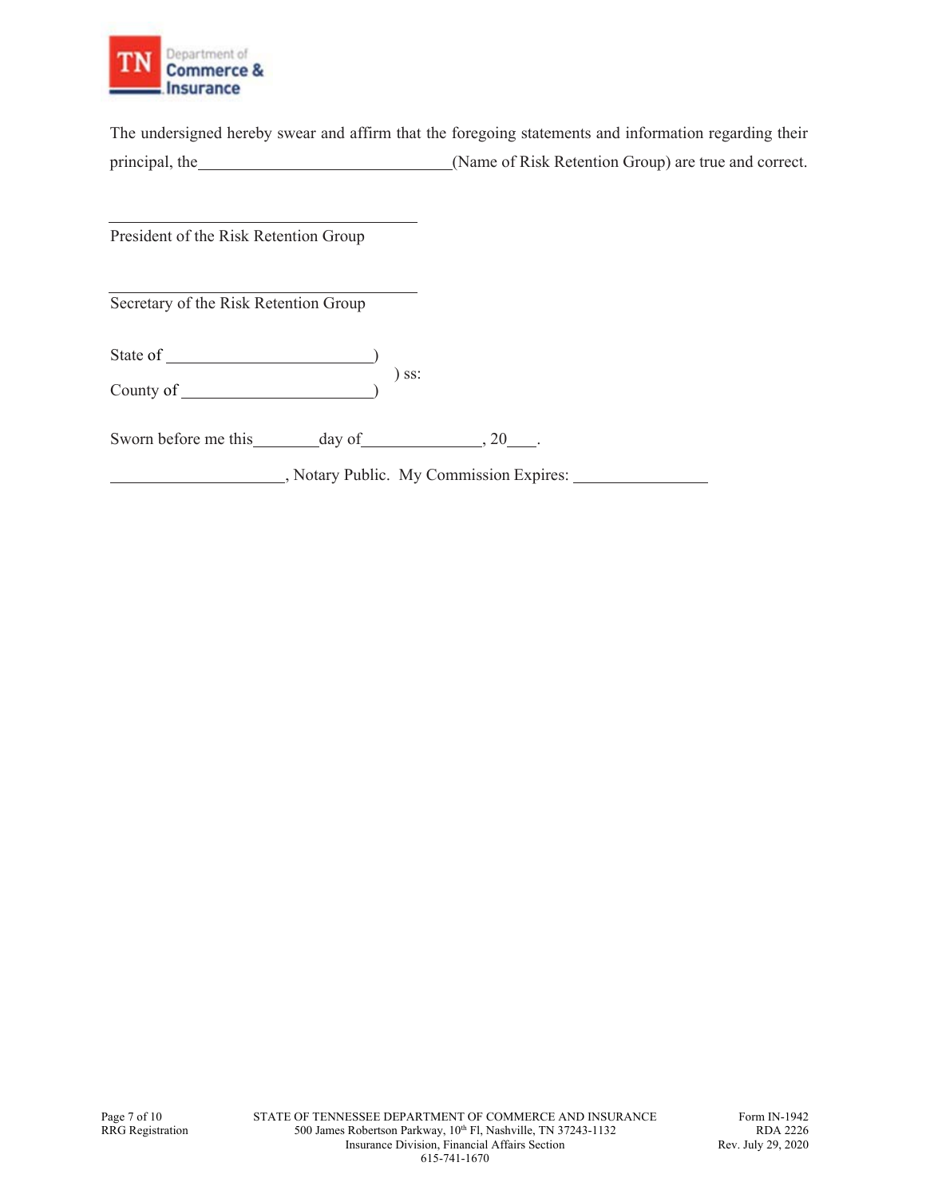The undersigned hereby swear and affirm that the foregoing statements and information regarding their principal, the ______________________________(Name of Risk Retention Group) are true and correct.

____________________________________
President of the Risk Retention Group

____________________________________
Secretary of the Risk Retention Group

State of _________________________)
                                                                ) ss:
County of _______________________)

Sworn before me this________day of______________, 20___.

____________________, Notary Public. My Commission Expires: ________________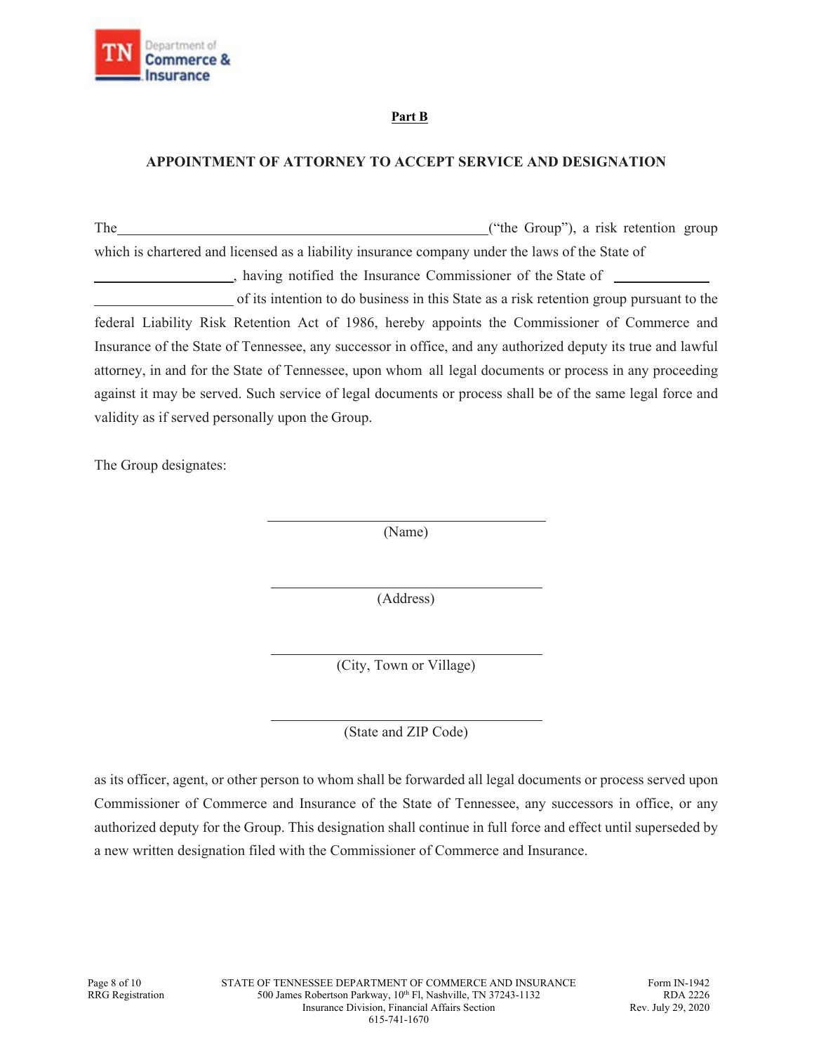**Part B**

**APPOINTMENT OF ATTORNEY TO ACCEPT SERVICE AND DESIGNATION**

The \_\_\_\_\_\_\_\_\_\_\_\_\_\_\_\_\_\_\_\_\_\_\_\_\_\_\_\_\_\_\_\_\_\_\_\_\_\_\_\_\_\_\_\_\_\_\_\_ ("the Group"), a risk retention group which is chartered and licensed as a liability insurance company under the laws of the State of \_\_\_\_\_\_\_\_\_\_\_\_\_\_\_\_\_\_\_\_, having notified the Insurance Commissioner of the State of \_\_\_\_\_\_\_\_\_\_\_\_\_\_\_\_\_\_\_\_\_\_\_\_\_\_\_\_\_\_\_\_ of its intention to do business in this State as a risk retention group pursuant to the federal Liability Risk Retention Act of 1986, hereby appoints the Commissioner of Commerce and Insurance of the State of Tennessee, any successor in office, and any authorized deputy its true and lawful attorney, in and for the State of Tennessee, upon whom all legal documents or process in any proceeding against it may be served. Such service of legal documents or process shall be of the same legal force and validity as if served personally upon the Group.

The Group designates:

\_\_\_\_\_\_\_\_\_\_\_\_\_\_\_\_\_\_\_\_\_\_\_\_\_\_\_\_\_\_\_\_\_\_\_\_\_\_\_\_
(Name)

\_\_\_\_\_\_\_\_\_\_\_\_\_\_\_\_\_\_\_\_\_\_\_\_\_\_\_\_\_\_\_\_\_\_\_\_\_\_\_\_
(Address)

\_\_\_\_\_\_\_\_\_\_\_\_\_\_\_\_\_\_\_\_\_\_\_\_\_\_\_\_\_\_\_\_\_\_\_\_\_\_\_\_
(City, Town or Village)

\_\_\_\_\_\_\_\_\_\_\_\_\_\_\_\_\_\_\_\_\_\_\_\_\_\_\_\_\_\_\_\_\_\_\_\_\_\_\_\_
(State and ZIP Code)

as its officer, agent, or other person to whom shall be forwarded all legal documents or process served upon Commissioner of Commerce and Insurance of the State of Tennessee, any successors in office, or any authorized deputy for the Group. This designation shall continue in full force and effect until superseded by a new written designation filed with the Commissioner of Commerce and Insurance.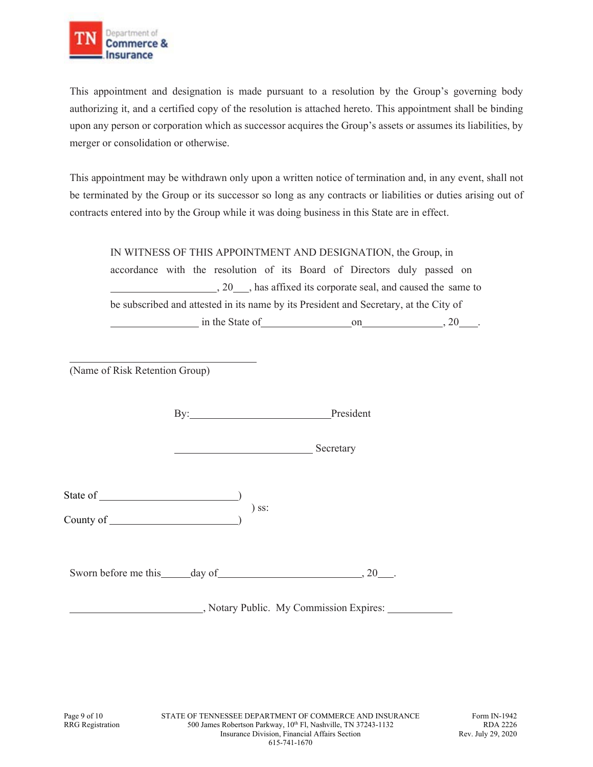This appointment and designation is made pursuant to a resolution by the Group's governing body authorizing it, and a certified copy of the resolution is attached hereto. This appointment shall be binding upon any person or corporation which as successor acquires the Group's assets or assumes its liabilities, by merger or consolidation or otherwise.

This appointment may be withdrawn only upon a written notice of termination and, in any event, shall not be terminated by the Group or its successor so long as any contracts or liabilities or duties arising out of contracts entered into by the Group while it was doing business in this State are in effect.

IN WITNESS OF THIS APPOINTMENT AND DESIGNATION, the Group, in accordance with the resolution of its Board of Directors duly passed on ____________________, 20___, has affixed its corporate seal, and caused the same to be subscribed and attested in its name by its President and Secretary, at the City of ________________ in the State of________________on_______________, 20___.

____________________________________
(Name of Risk Retention Group)

By:__________________________President

__________________________ Secretary

State of _________________________)
) ss:
County of _______________________)

Sworn before me this_____day of___________________________, 20___.

_________________________, Notary Public. My Commission Expires: ____________

STATE OF TENNESSEE DEPARTMENT OF COMMERCE AND INSURANCE
500 James Robertson Parkway, 10th Fl, Nashville, TN 37243-1132
Insurance Division, Financial Affairs Section
615-741-1670

Form IN-1942
RDA 2226
Rev. July 29, 2020